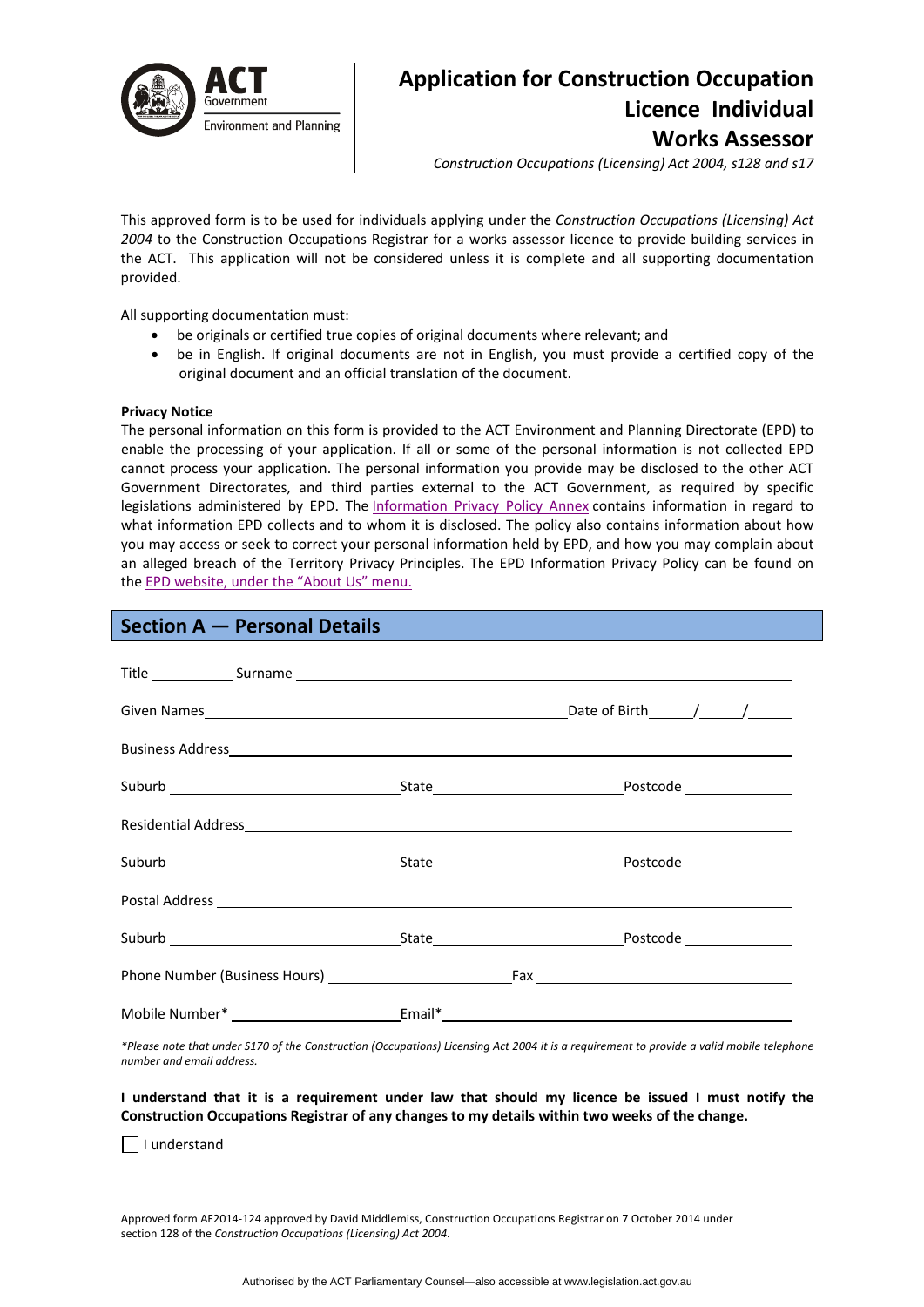ACT Government
Environment and Planning

# Application for Construction Occupation Licence Individual Works Assessor

*Construction Occupations (Licensing) Act 2004, s128 and s17*

This approved form is to be used for individuals applying under the *Construction Occupations (Licensing) Act 2004* to the Construction Occupations Registrar for a works assessor licence to provide building services in the ACT. This application will not be considered unless it is complete and all supporting documentation provided.

All supporting documentation must:

- be originals or certified true copies of original documents where relevant; and
- be in English. If original documents are not in English, you must provide a certified copy of the original document and an official translation of the document.

**Privacy Notice**

The personal information on this form is provided to the ACT Environment and Planning Directorate (EPD) to enable the processing of your application. If all or some of the personal information is not collected EPD cannot process your application. The personal information you provide may be disclosed to the other ACT Government Directorates, and third parties external to the ACT Government, as required by specific legislations administered by EPD. The Information Privacy Policy Annex contains information in regard to what information EPD collects and to whom it is disclosed. The policy also contains information about how you may access or seek to correct your personal information held by EPD, and how you may complain about an alleged breach of the Territory Privacy Principles. The EPD Information Privacy Policy can be found on the EPD website, under the "About Us" menu.

## Section A — Personal Details

Title ________ Surname ______________________________

Given Names ______________________________ Date of Birth ____/____/____

Business Address ______________________________

Suburb ______________ State ______________ Postcode ________

Residential Address ______________________________

Suburb ______________ State ______________ Postcode ________

Postal Address ______________________________

Suburb ______________ State ______________ Postcode ________

Phone Number (Business Hours) ______________ Fax ______________

Mobile Number* ______________ Email* ______________________________

*\*Please note that under S170 of the Construction (Occupations) Licensing Act 2004 it is a requirement to provide a valid mobile telephone number and email address.*

**I understand that it is a requirement under law that should my licence be issued I must notify the Construction Occupations Registrar of any changes to my details within two weeks of the change.**

☐ I understand

Approved form AF2014-124 approved by David Middlemiss, Construction Occupations Registrar on 7 October 2014 under section 128 of the *Construction Occupations (Licensing) Act 2004*.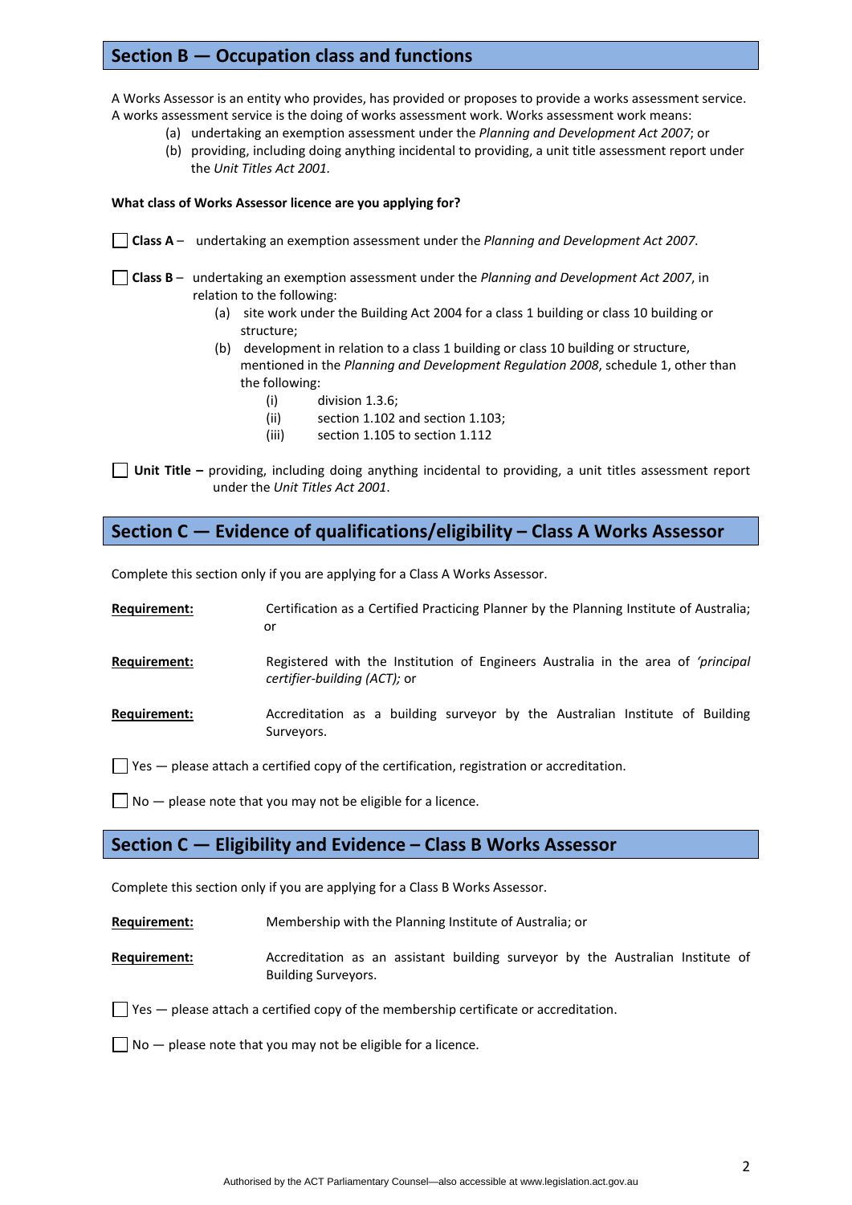## Section B — Occupation class and functions

A Works Assessor is an entity who provides, has provided or proposes to provide a works assessment service. A works assessment service is the doing of works assessment work. Works assessment work means:

(a) undertaking an exemption assessment under the *Planning and Development Act 2007*; or
(b) providing, including doing anything incidental to providing, a unit title assessment report under the *Unit Titles Act 2001.*

**What class of Works Assessor licence are you applying for?**

☐ **Class A** – undertaking an exemption assessment under the *Planning and Development Act 2007.*

☐ **Class B** – undertaking an exemption assessment under the *Planning and Development Act 2007*, in relation to the following:

(a) site work under the Building Act 2004 for a class 1 building or class 10 building or structure;
(b) development in relation to a class 1 building or class 10 building or structure, mentioned in the *Planning and Development Regulation 2008*, schedule 1, other than the following:
  (i) division 1.3.6;
  (ii) section 1.102 and section 1.103;
  (iii) section 1.105 to section 1.112

☐ **Unit Title –** providing, including doing anything incidental to providing, a unit titles assessment report under the *Unit Titles Act 2001*.

## Section C — Evidence of qualifications/eligibility – Class A Works Assessor

Complete this section only if you are applying for a Class A Works Assessor.

**Requirement:** Certification as a Certified Practicing Planner by the Planning Institute of Australia; or

**Requirement:** Registered with the Institution of Engineers Australia in the area of *'principal certifier-building (ACT);* or

**Requirement:** Accreditation as a building surveyor by the Australian Institute of Building Surveyors.

☐ Yes — please attach a certified copy of the certification, registration or accreditation.

☐ No — please note that you may not be eligible for a licence.

## Section C — Eligibility and Evidence – Class B Works Assessor

Complete this section only if you are applying for a Class B Works Assessor.

**Requirement:** Membership with the Planning Institute of Australia; or

**Requirement:** Accreditation as an assistant building surveyor by the Australian Institute of Building Surveyors.

☐ Yes — please attach a certified copy of the membership certificate or accreditation.

☐ No — please note that you may not be eligible for a licence.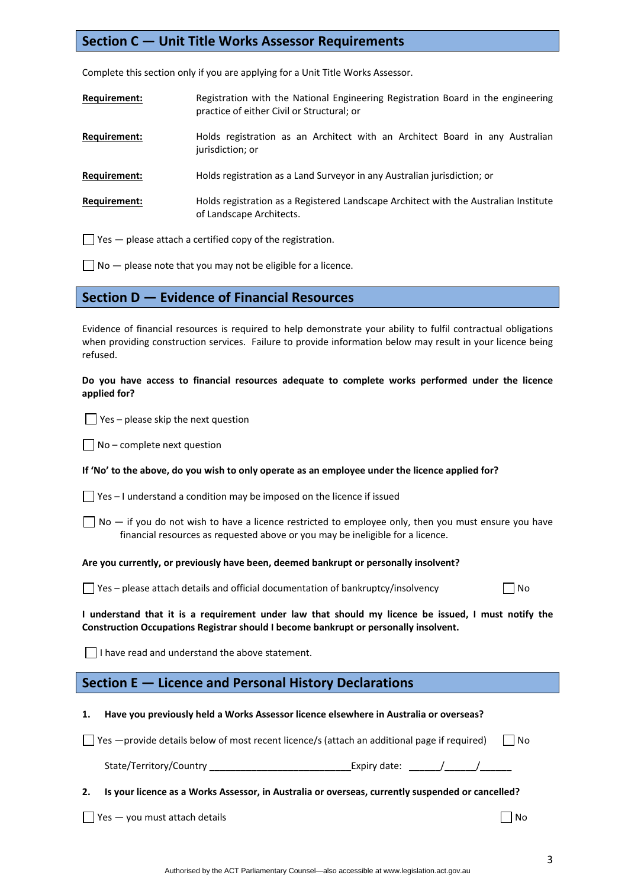## Section C — Unit Title Works Assessor Requirements

Complete this section only if you are applying for a Unit Title Works Assessor.

**Requirement:** Registration with the National Engineering Registration Board in the engineering practice of either Civil or Structural; or

**Requirement:** Holds registration as an Architect with an Architect Board in any Australian jurisdiction; or

**Requirement:** Holds registration as a Land Surveyor in any Australian jurisdiction; or

**Requirement:** Holds registration as a Registered Landscape Architect with the Australian Institute of Landscape Architects.

☐ Yes — please attach a certified copy of the registration.

☐ No — please note that you may not be eligible for a licence.

## Section D — Evidence of Financial Resources

Evidence of financial resources is required to help demonstrate your ability to fulfil contractual obligations when providing construction services. Failure to provide information below may result in your licence being refused.

**Do you have access to financial resources adequate to complete works performed under the licence applied for?**

☐ Yes – please skip the next question

☐ No – complete next question

**If 'No' to the above, do you wish to only operate as an employee under the licence applied for?**

☐ Yes – I understand a condition may be imposed on the licence if issued

☐ No — if you do not wish to have a licence restricted to employee only, then you must ensure you have financial resources as requested above or you may be ineligible for a licence.

**Are you currently, or previously have been, deemed bankrupt or personally insolvent?**

☐ Yes – please attach details and official documentation of bankruptcy/insolvency ☐ No

**I understand that it is a requirement under law that should my licence be issued, I must notify the Construction Occupations Registrar should I become bankrupt or personally insolvent.**

☐ I have read and understand the above statement.

## Section E — Licence and Personal History Declarations

**1. Have you previously held a Works Assessor licence elsewhere in Australia or overseas?**

☐ Yes —provide details below of most recent licence/s (attach an additional page if required) ☐ No

State/Territory/Country ___________________________ Expiry date: ______/______/______

**2. Is your licence as a Works Assessor, in Australia or overseas, currently suspended or cancelled?**

☐ Yes — you must attach details ☐ No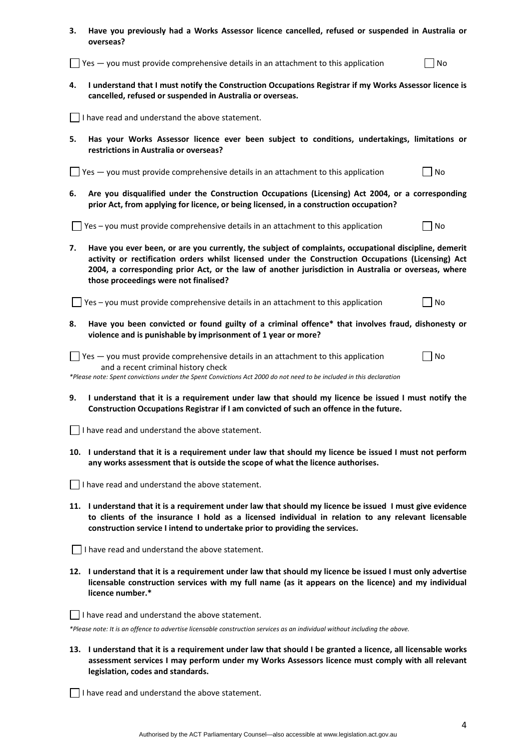**3. Have you previously had a Works Assessor licence cancelled, refused or suspended in Australia or overseas?**

☐ Yes — you must provide comprehensive details in an attachment to this application ☐ No

**4. I understand that I must notify the Construction Occupations Registrar if my Works Assessor licence is cancelled, refused or suspended in Australia or overseas.**

☐ I have read and understand the above statement.

**5. Has your Works Assessor licence ever been subject to conditions, undertakings, limitations or restrictions in Australia or overseas?**

☐ Yes — you must provide comprehensive details in an attachment to this application ☐ No

**6. Are you disqualified under the Construction Occupations (Licensing) Act 2004, or a corresponding prior Act, from applying for licence, or being licensed, in a construction occupation?**

☐ Yes – you must provide comprehensive details in an attachment to this application ☐ No

**7. Have you ever been, or are you currently, the subject of complaints, occupational discipline, demerit activity or rectification orders whilst licensed under the Construction Occupations (Licensing) Act 2004, a corresponding prior Act, or the law of another jurisdiction in Australia or overseas, where those proceedings were not finalised?**

☐ Yes – you must provide comprehensive details in an attachment to this application ☐ No

**8. Have you been convicted or found guilty of a criminal offence* that involves fraud, dishonesty or violence and is punishable by imprisonment of 1 year or more?**

☐ Yes — you must provide comprehensive details in an attachment to this application and a recent criminal history check ☐ No

*\*Please note: Spent convictions under the Spent Convictions Act 2000 do not need to be included in this declaration*

**9. I understand that it is a requirement under law that should my licence be issued I must notify the Construction Occupations Registrar if I am convicted of such an offence in the future.**

☐ I have read and understand the above statement.

**10. I understand that it is a requirement under law that should my licence be issued I must not perform any works assessment that is outside the scope of what the licence authorises.**

☐ I have read and understand the above statement.

**11. I understand that it is a requirement under law that should my licence be issued I must give evidence to clients of the insurance I hold as a licensed individual in relation to any relevant licensable construction service I intend to undertake prior to providing the services.**

☐ I have read and understand the above statement.

**12. I understand that it is a requirement under law that should my licence be issued I must only advertise licensable construction services with my full name (as it appears on the licence) and my individual licence number.\***

☐ I have read and understand the above statement.

*\*Please note: It is an offence to advertise licensable construction services as an individual without including the above.*

**13. I understand that it is a requirement under law that should I be granted a licence, all licensable works assessment services I may perform under my Works Assessors licence must comply with all relevant legislation, codes and standards.**

☐ I have read and understand the above statement.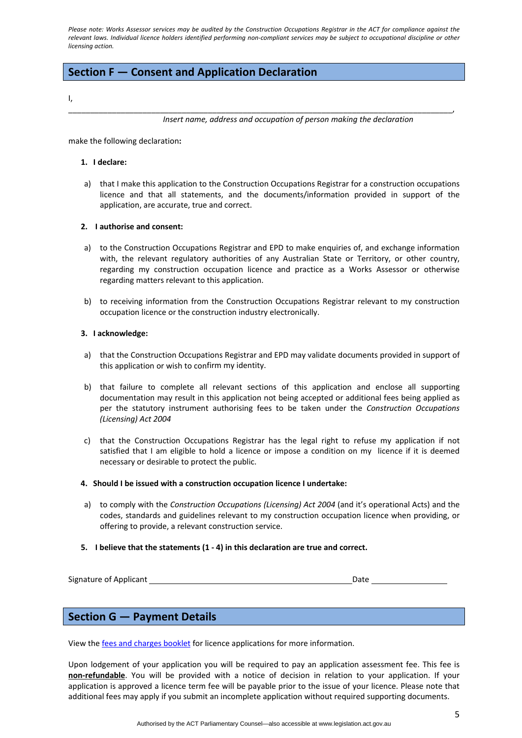*Please note: Works Assessor services may be audited by the Construction Occupations Registrar in the ACT for compliance against the relevant laws. Individual licence holders identified performing non-compliant services may be subject to occupational discipline or other licensing action.*

## Section F — Consent and Application Declaration

I,

________________________________________________________________________________________,

*Insert name, address and occupation of person making the declaration*

make the following declaration**:**

1. **I declare:**

   a) that I make this application to the Construction Occupations Registrar for a construction occupations licence and that all statements, and the documents/information provided in support of the application, are accurate, true and correct.

2. **I authorise and consent:**

   a) to the Construction Occupations Registrar and EPD to make enquiries of, and exchange information with, the relevant regulatory authorities of any Australian State or Territory, or other country, regarding my construction occupation licence and practice as a Works Assessor or otherwise regarding matters relevant to this application.

   b) to receiving information from the Construction Occupations Registrar relevant to my construction occupation licence or the construction industry electronically.

3. **I acknowledge:**

   a) that the Construction Occupations Registrar and EPD may validate documents provided in support of this application or wish to confirm my identity.

   b) that failure to complete all relevant sections of this application and enclose all supporting documentation may result in this application not being accepted or additional fees being applied as per the statutory instrument authorising fees to be taken under the *Construction Occupations (Licensing) Act 2004*

   c) that the Construction Occupations Registrar has the legal right to refuse my application if not satisfied that I am eligible to hold a licence or impose a condition on my licence if it is deemed necessary or desirable to protect the public.

4. **Should I be issued with a construction occupation licence I undertake:**

   a) to comply with the *Construction Occupations (Licensing) Act 2004* (and it's operational Acts) and the codes, standards and guidelines relevant to my construction occupation licence when providing, or offering to provide, a relevant construction service.

5. **I believe that the statements (1 - 4) in this declaration are true and correct.**

Signature of Applicant ____________________________________________ Date __________________

## Section G — Payment Details

View the fees and charges booklet for licence applications for more information.

Upon lodgement of your application you will be required to pay an application assessment fee. This fee is **non-refundable**. You will be provided with a notice of decision in relation to your application. If your application is approved a licence term fee will be payable prior to the issue of your licence. Please note that additional fees may apply if you submit an incomplete application without required supporting documents.

Authorised by the ACT Parliamentary Counsel—also accessible at www.legislation.act.gov.au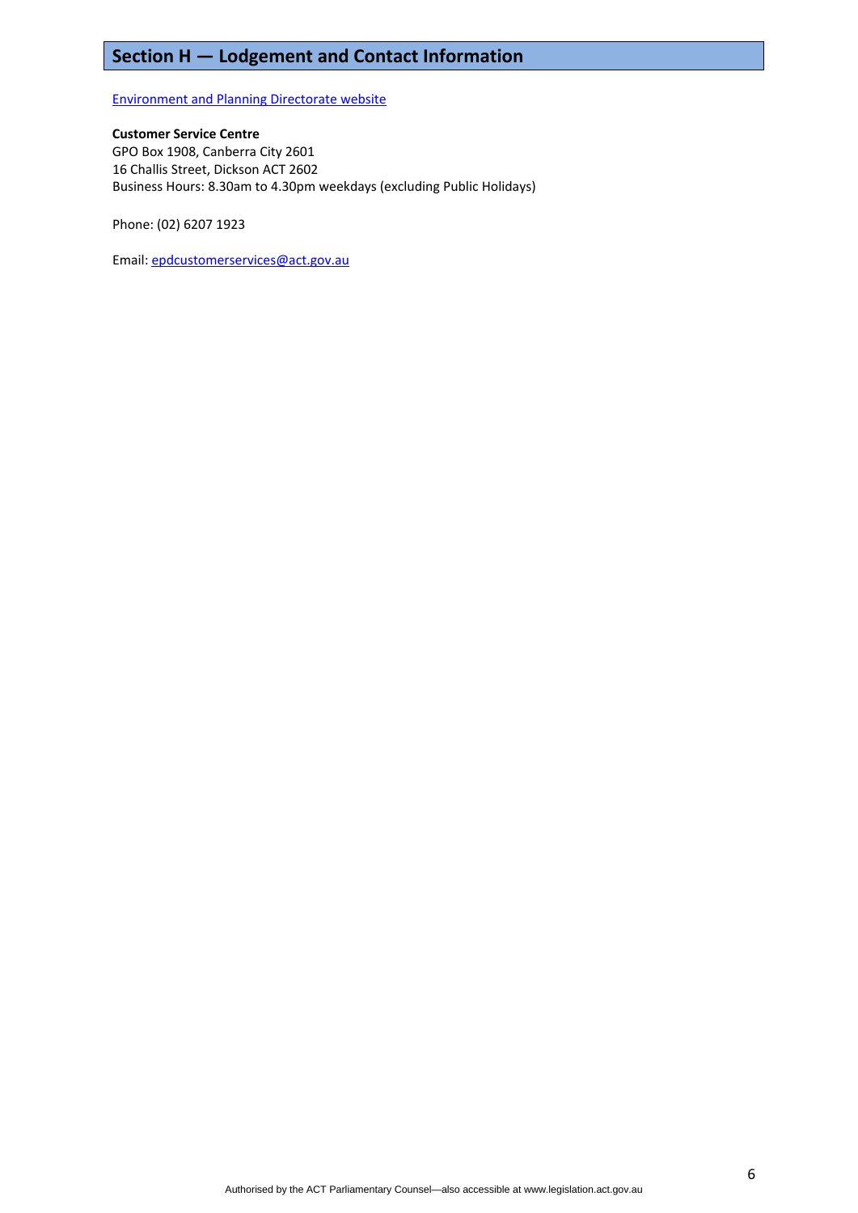## Section H — Lodgement and Contact Information

Environment and Planning Directorate website

**Customer Service Centre**
GPO Box 1908, Canberra City 2601
16 Challis Street, Dickson ACT 2602
Business Hours: 8.30am to 4.30pm weekdays (excluding Public Holidays)

Phone: (02) 6207 1923

Email: epdcustomerservices@act.gov.au

Authorised by the ACT Parliamentary Counsel—also accessible at www.legislation.act.gov.au